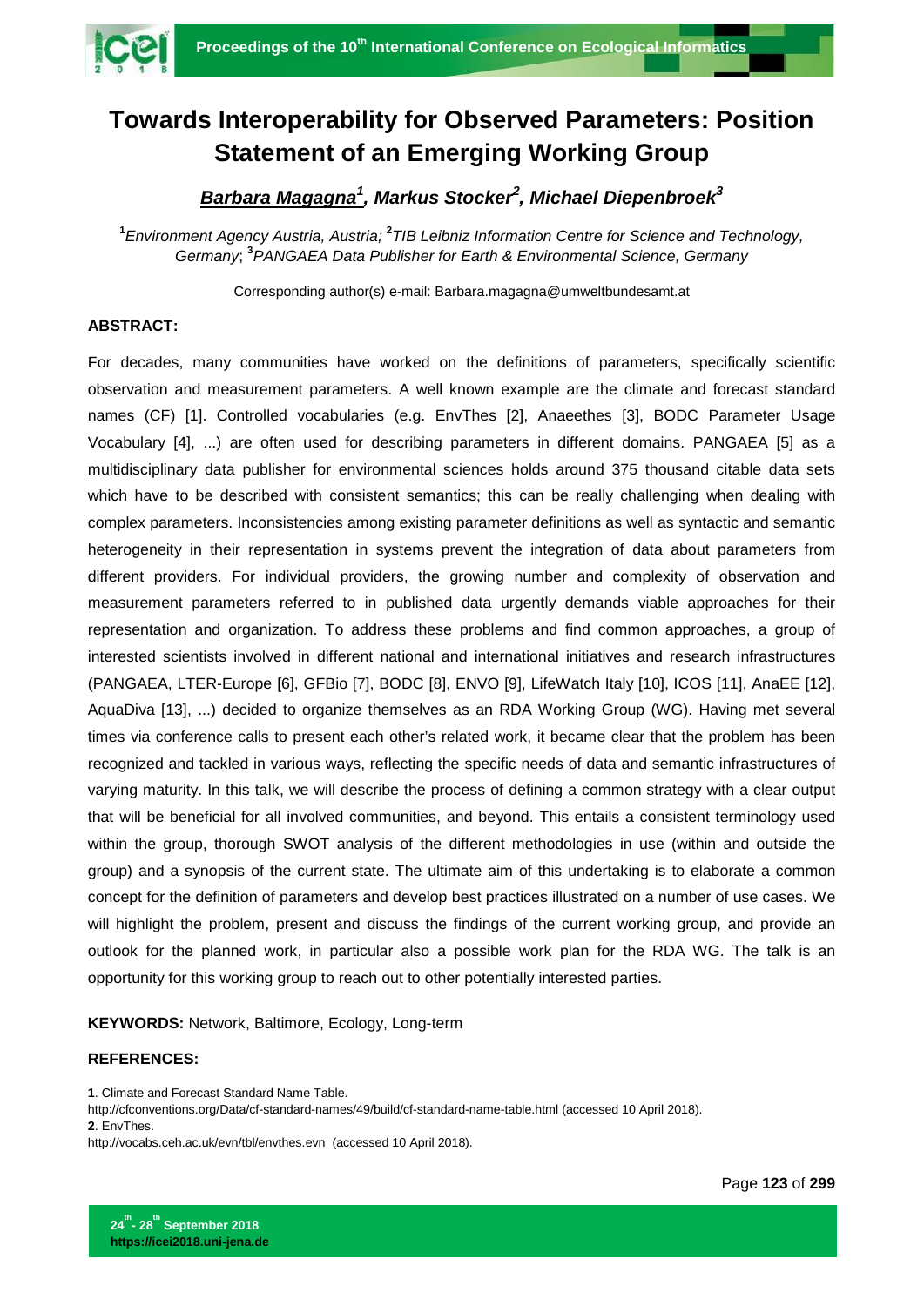# Towards Interoperability for Observed Parameters: Position Statement of an Emerging Working Group

***Barbara Magagna*[1]*, Markus Stocker*[2]*, Michael Diepenbroek*[3]**

*[1]Environment Agency Austria, Austria; [2]TIB Leibniz Information Centre for Science and Technology, Germany; [3]PANGAEA Data Publisher for Earth & Environmental Science, Germany*

Corresponding author(s) e-mail: Barbara.magagna@umweltbundesamt.at

**ABSTRACT:**

For decades, many communities have worked on the definitions of parameters, specifically scientific observation and measurement parameters. A well known example are the climate and forecast standard names (CF) [1]. Controlled vocabularies (e.g. EnvThes [2], Anaeethes [3], BODC Parameter Usage Vocabulary [4], ...) are often used for describing parameters in different domains. PANGAEA [5] as a multidisciplinary data publisher for environmental sciences holds around 375 thousand citable data sets which have to be described with consistent semantics; this can be really challenging when dealing with complex parameters. Inconsistencies among existing parameter definitions as well as syntactic and semantic heterogeneity in their representation in systems prevent the integration of data about parameters from different providers. For individual providers, the growing number and complexity of observation and measurement parameters referred to in published data urgently demands viable approaches for their representation and organization. To address these problems and find common approaches, a group of interested scientists involved in different national and international initiatives and research infrastructures (PANGAEA, LTER-Europe [6], GFBio [7], BODC [8], ENVO [9], LifeWatch Italy [10], ICOS [11], AnaEE [12], AquaDiva [13], ...) decided to organize themselves as an RDA Working Group (WG). Having met several times via conference calls to present each other's related work, it became clear that the problem has been recognized and tackled in various ways, reflecting the specific needs of data and semantic infrastructures of varying maturity. In this talk, we will describe the process of defining a common strategy with a clear output that will be beneficial for all involved communities, and beyond. This entails a consistent terminology used within the group, thorough SWOT analysis of the different methodologies in use (within and outside the group) and a synopsis of the current state. The ultimate aim of this undertaking is to elaborate a common concept for the definition of parameters and develop best practices illustrated on a number of use cases. We will highlight the problem, present and discuss the findings of the current working group, and provide an outlook for the planned work, in particular also a possible work plan for the RDA WG. The talk is an opportunity for this working group to reach out to other potentially interested parties.

**KEYWORDS:** Network, Baltimore, Ecology, Long-term

**REFERENCES:**

**1**. Climate and Forecast Standard Name Table.
http://cfconventions.org/Data/cf-standard-names/49/build/cf-standard-name-table.html (accessed 10 April 2018).
**2**. EnvThes.
http://vocabs.ceh.ac.uk/evn/tbl/envthes.evn (accessed 10 April 2018).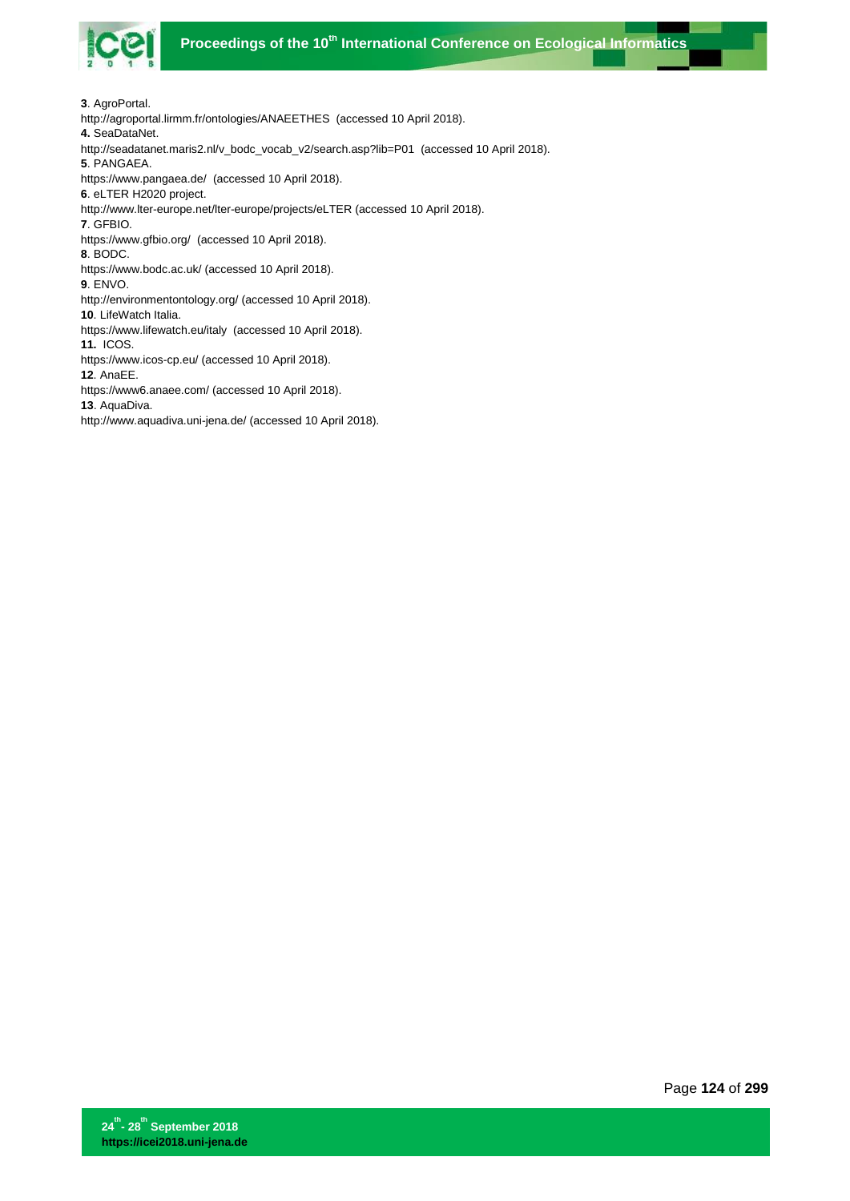**3**. AgroPortal.
http://agroportal.lirmm.fr/ontologies/ANAEETHES (accessed 10 April 2018).
**4.** SeaDataNet.
http://seadatanet.maris2.nl/v_bodc_vocab_v2/search.asp?lib=P01 (accessed 10 April 2018).
**5**. PANGAEA.
https://www.pangaea.de/ (accessed 10 April 2018).
**6**. eLTER H2020 project.
http://www.lter-europe.net/lter-europe/projects/eLTER (accessed 10 April 2018).
**7**. GFBIO.
https://www.gfbio.org/ (accessed 10 April 2018).
**8**. BODC.
https://www.bodc.ac.uk/ (accessed 10 April 2018).
**9**. ENVO.
http://environmentontology.org/ (accessed 10 April 2018).
**10**. LifeWatch Italia.
https://www.lifewatch.eu/italy (accessed 10 April 2018).
**11.** ICOS.
https://www.icos-cp.eu/ (accessed 10 April 2018).
**12**. AnaEE.
https://www6.anaee.com/ (accessed 10 April 2018).
**13**. AquaDiva.
http://www.aquadiva.uni-jena.de/ (accessed 10 April 2018).